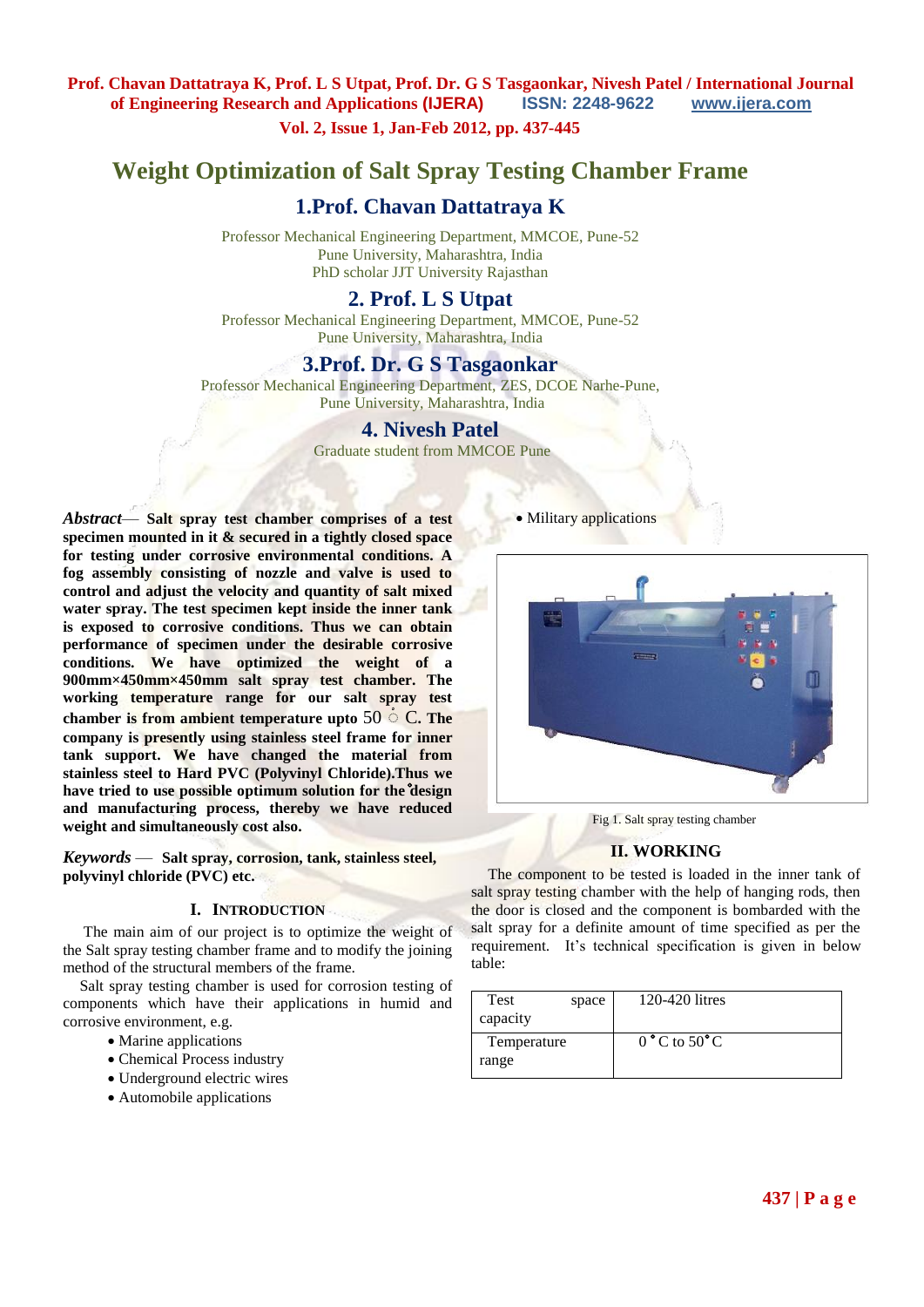# Weight Optimization of Salt Spray Testing Chamber Frame

## 1.Prof. Chavan Dattatraya K

Professor Mechanical Engineering Department, MMCOE, Pune-52
Pune University, Maharashtra, India
PhD scholar JJT University Rajasthan

## 2. Prof. L S Utpat

Professor Mechanical Engineering Department, MMCOE, Pune-52
Pune University, Maharashtra, India

## 3.Prof. Dr. G S Tasgaonkar

Professor Mechanical Engineering Department, ZES, DCOE Narhe-Pune,
Pune University, Maharashtra, India

## 4. Nivesh Patel

Graduate student from MMCOE Pune

***Abstract*— Salt spray test chamber comprises of a test specimen mounted in it & secured in a tightly closed space for testing under corrosive environmental conditions. A fog assembly consisting of nozzle and valve is used to control and adjust the velocity and quantity of salt mixed water spray. The test specimen kept inside the inner tank is exposed to corrosive conditions. Thus we can obtain performance of specimen under the desirable corrosive conditions. We have optimized the weight of a 900mm×450mm×450mm salt spray test chamber. The working temperature range for our salt spray test chamber is from ambient temperature upto 50 ° C. The company is presently using stainless steel frame for inner tank support. We have changed the material from stainless steel to Hard PVC (Polyvinyl Chloride).Thus we have tried to use possible optimum solution for the design and manufacturing process, thereby we have reduced weight and simultaneously cost also.**

***Keywords* — Salt spray, corrosion, tank, stainless steel, polyvinyl chloride (PVC) etc.**

### I. INTRODUCTION

The main aim of our project is to optimize the weight of the Salt spray testing chamber frame and to modify the joining method of the structural members of the frame.

Salt spray testing chamber is used for corrosion testing of components which have their applications in humid and corrosive environment, e.g.

- Marine applications
- Chemical Process industry
- Underground electric wires
- Automobile applications
- Military applications

Fig 1. Salt spray testing chamber

### II. WORKING

The component to be tested is loaded in the inner tank of salt spray testing chamber with the help of hanging rods, then the door is closed and the component is bombarded with the salt spray for a definite amount of time specified as per the requirement. It's technical specification is given in below table:

| Test space capacity | 120-420 litres |
|---|---|
| Temperature range | 0 °C to 50°C |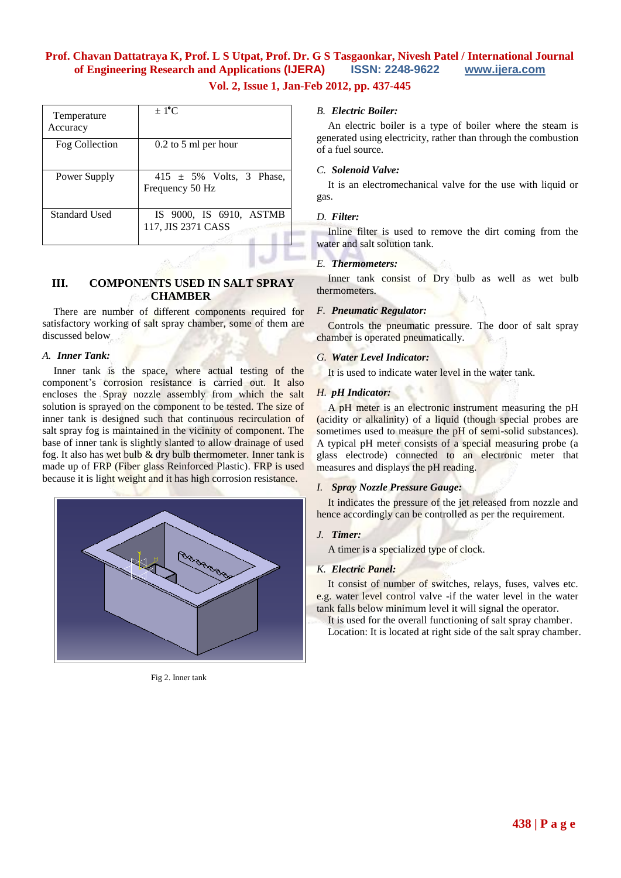| Temperature Accuracy | ± 1°C |
|---|---|
| Fog Collection | 0.2 to 5 ml per hour |
| Power Supply | 415 ± 5% Volts, 3 Phase, Frequency 50 Hz |
| Standard Used | IS 9000, IS 6910, ASTMB 117, JIS 2371 CASS |

## III. COMPONENTS USED IN SALT SPRAY CHAMBER

There are number of different components required for satisfactory working of salt spray chamber, some of them are discussed below

### A. *Inner Tank:*

Inner tank is the space, where actual testing of the component's corrosion resistance is carried out. It also encloses the Spray nozzle assembly from which the salt solution is sprayed on the component to be tested. The size of inner tank is designed such that continuous recirculation of salt spray fog is maintained in the vicinity of component. The base of inner tank is slightly slanted to allow drainage of used fog. It also has wet bulb & dry bulb thermometer. Inner tank is made up of FRP (Fiber glass Reinforced Plastic). FRP is used because it is light weight and it has high corrosion resistance.

Fig 2. Inner tank

### B. *Electric Boiler:*

An electric boiler is a type of boiler where the steam is generated using electricity, rather than through the combustion of a fuel source.

### C. *Solenoid Valve:*

It is an electromechanical valve for the use with liquid or gas.

### D. *Filter:*

Inline filter is used to remove the dirt coming from the water and salt solution tank.

### E. *Thermometers:*

Inner tank consist of Dry bulb as well as wet bulb thermometers.

### F. *Pneumatic Regulator:*

Controls the pneumatic pressure. The door of salt spray chamber is operated pneumatically.

### G. *Water Level Indicator:*

It is used to indicate water level in the water tank.

### H. *pH Indicator:*

A pH meter is an electronic instrument measuring the pH (acidity or alkalinity) of a liquid (though special probes are sometimes used to measure the pH of semi-solid substances). A typical pH meter consists of a special measuring probe (a glass electrode) connected to an electronic meter that measures and displays the pH reading.

### I. *Spray Nozzle Pressure Gauge:*

It indicates the pressure of the jet released from nozzle and hence accordingly can be controlled as per the requirement.

### J. *Timer:*

A timer is a specialized type of clock.

### K. *Electric Panel:*

It consist of number of switches, relays, fuses, valves etc. e.g. water level control valve -if the water level in the water tank falls below minimum level it will signal the operator.

It is used for the overall functioning of salt spray chamber.

Location: It is located at right side of the salt spray chamber.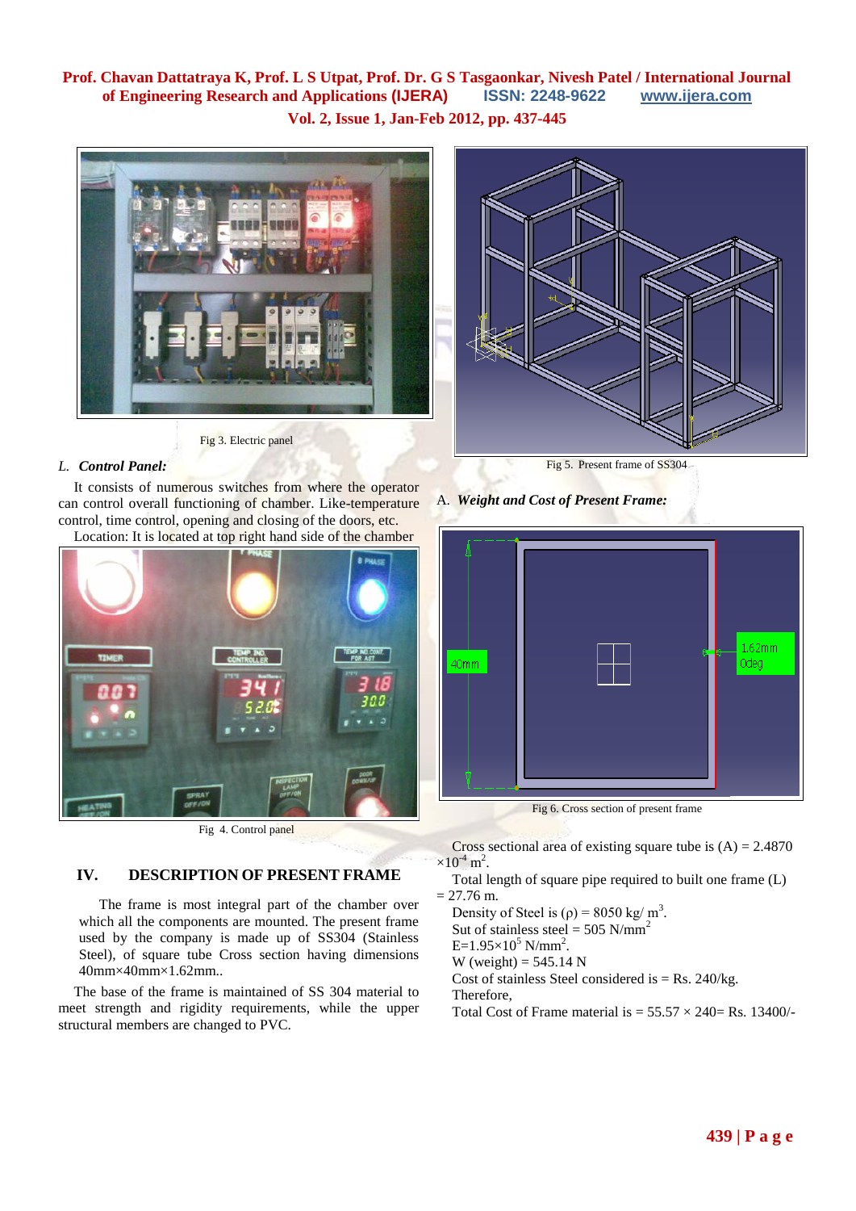Fig 3. Electric panel

### L. *Control Panel:*

It consists of numerous switches from where the operator can control overall functioning of chamber. Like-temperature control, time control, opening and closing of the doors, etc.

Location: It is located at top right hand side of the chamber

Fig 4. Control panel

## IV. DESCRIPTION OF PRESENT FRAME

The frame is most integral part of the chamber over which all the components are mounted. The present frame used by the company is made up of SS304 (Stainless Steel), of square tube Cross section having dimensions 40mm×40mm×1.62mm..

The base of the frame is maintained of SS 304 material to meet strength and rigidity requirements, while the upper structural members are changed to PVC.

Fig 5. Present frame of SS304

### A. *Weight and Cost of Present Frame:*

Fig 6. Cross section of present frame

Cross sectional area of existing square tube is (A) = 2.4870 $\times 10^{-4}$ $m^2$.

Total length of square pipe required to built one frame (L) = 27.76 m.

Density of Steel is ($\rho$) = 8050 kg/ $m^3$.

Sut of stainless steel = 505 N/$mm^2$

E=$1.95\times10^5$ N/$mm^2$.

W (weight) = 545.14 N

Cost of stainless Steel considered is = Rs. 240/kg.

Therefore,

Total Cost of Frame material is = 55.57 × 240= Rs. 13400/-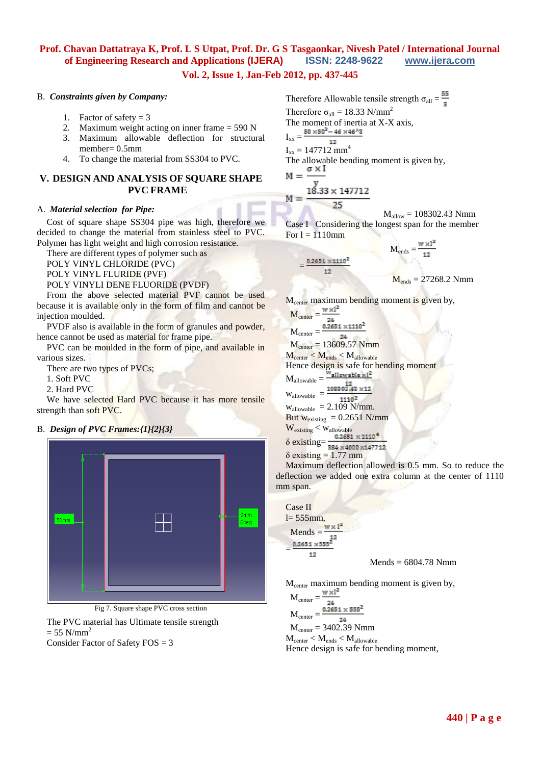B. ***Constraints given by Company:***

1. Factor of safety = 3
2. Maximum weight acting on inner frame = 590 N
3. Maximum allowable deflection for structural member= 0.5mm
4. To change the material from SS304 to PVC.

## V. DESIGN AND ANALYSIS OF SQUARE SHAPE PVC FRAME

A. ***Material selection for Pipe:***

Cost of square shape SS304 pipe was high, therefore we decided to change the material from stainless steel to PVC. Polymer has light weight and high corrosion resistance.

There are different types of polymer such as

POLY VINYL CHLORIDE (PVC)

POLY VINYL FLURIDE (PVF)

POLY VINYLI DENE FLUORIDE (PVDF)

From the above selected material PVF cannot be used because it is available only in the form of film and cannot be injection moulded.

PVDF also is available in the form of granules and powder, hence cannot be used as material for frame pipe.

PVC can be moulded in the form of pipe, and available in various sizes.

There are two types of PVCs;

1. Soft PVC
2. Hard PVC

We have selected Hard PVC because it has more tensile strength than soft PVC.

B. ***Design of PVC Frames:{1}{2}{3}***

Fig 7. Square shape PVC cross section

The PVC material has Ultimate tensile strength $= 55\ N/mm^2$

Consider Factor of Safety FOS = 3

Therefore Allowable tensile strength $\sigma_{all} = \frac{55}{3}$

Therefore $\sigma_{all} = 18.33\ N/mm^2$

The moment of inertia at X-X axis,

$I_{xx} = \frac{50 \times 50^3 - 46 \times 46^3}{12}$

$I_{xx} = 147712\ mm^4$

The allowable bending moment is given by,

$$M = \frac{\sigma \times I}{y}$$

$$M = \frac{18.33 \times 147712}{25}$$

$M_{allow} = 108302.43$ Nmm

Case I Considering the longest span for the member

For l = 1110mm

$M_{ends} = \frac{w \times l^2}{12}$

$= \frac{0.2651 \times 1110^2}{12}$

$M_{ends} = 27268.2$ Nmm

$M_{center}$ maximum bending moment is given by,

$M_{center} = \frac{w \times l^2}{24}$

$M_{center} = \frac{0.2651 \times 1110^2}{24}$

$M_{center} = 13609.57$ Nmm

$M_{center} < M_{ends} < M_{allowable}$

Hence design is safe for bending moment

$M_{allowable} = \frac{w_{allowable} \times l^2}{12}$

$w_{allowable} = \frac{108302.43 \times 12}{1110^2}$

$w_{allowable} = 2.109$ N/mm.

But $w_{existing} = 0.2651$ N/mm

$W_{existing} < w_{allowable}$

$\delta$ existing$= \frac{0.2651 \times 1110^4}{384 \times 4000 \times 147712}$

$\delta$ existing = 1.77 mm

Maximum deflection allowed is 0.5 mm. So to reduce the deflection we added one extra column at the center of 1110 mm span.

Case II

l= 555mm,

Mends $= \frac{w \times l^2}{12}$

$= \frac{0.2651 \times 555^2}{12}$

Mends = 6804.78 Nmm

$M_{center}$ maximum bending moment is given by,

$M_{center} = \frac{w \times l^2}{24}$

$M_{center} = \frac{0.2651 \times 555^2}{24}$

$M_{center} = 3402.39$ Nmm

$M_{center} < M_{ends} < M_{allowable}$

Hence design is safe for bending moment,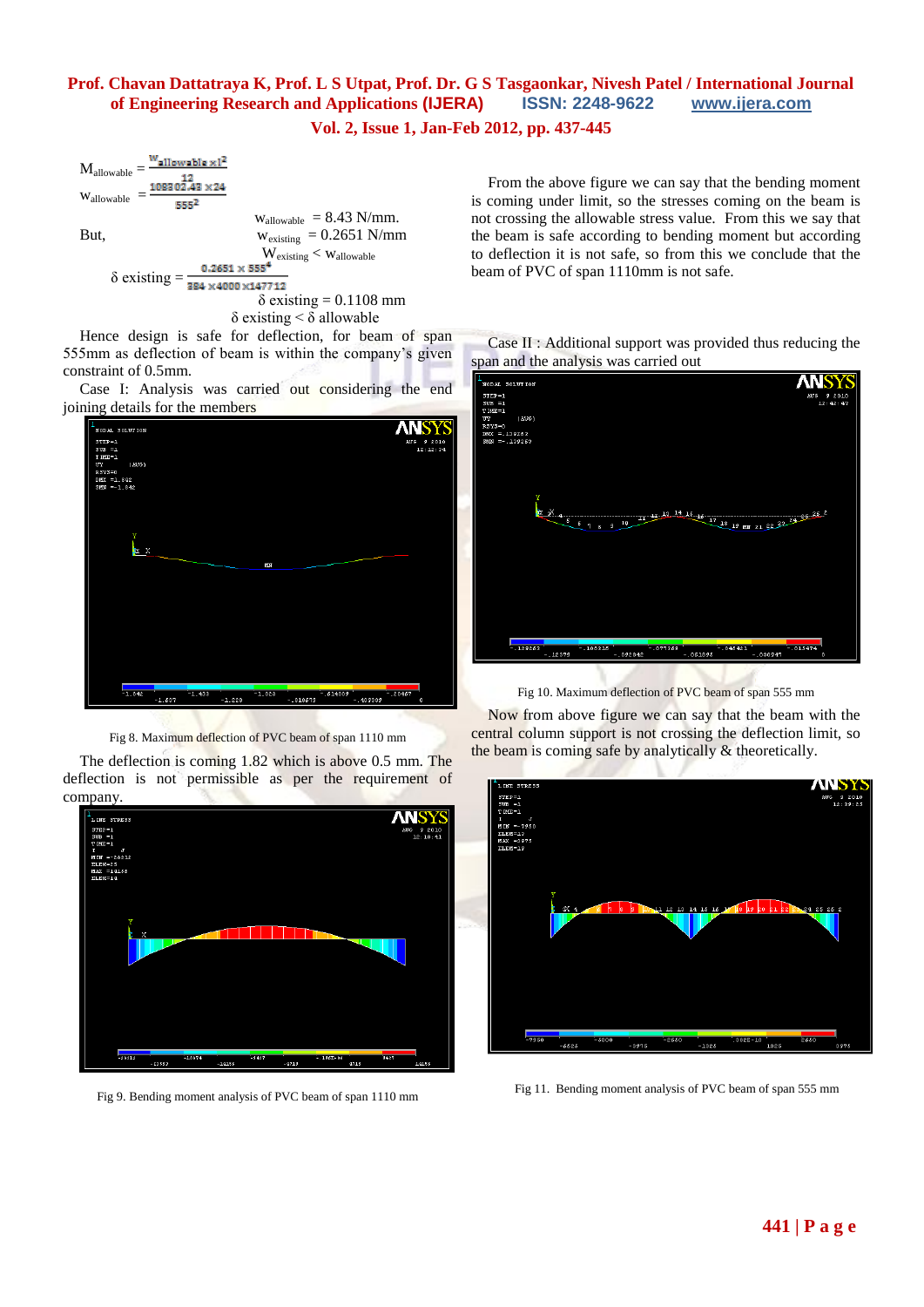$$M_{allowable} = \frac{w_{allowable} \times l^2}{12}$$

$$w_{allowable} = \frac{108802.43 \times 24}{555^2}$$

$w_{allowable}$ = 8.43 N/mm.

But, $w_{existing}$ = 0.2651 N/mm

$W_{existing} < w_{allowable}$

$$\delta \text{ existing} = \frac{0.2651 \times 555^4}{384 \times 4000 \times 147712}$$

$\delta$ existing = 0.1108 mm

$\delta$ existing < $\delta$ allowable

Hence design is safe for deflection, for beam of span 555mm as deflection of beam is within the company's given constraint of 0.5mm.

Case I: Analysis was carried out considering the end joining details for the members

Fig 8. Maximum deflection of PVC beam of span 1110 mm

The deflection is coming 1.82 which is above 0.5 mm. The deflection is not permissible as per the requirement of company.

Fig 9. Bending moment analysis of PVC beam of span 1110 mm

From the above figure we can say that the bending moment is coming under limit, so the stresses coming on the beam is not crossing the allowable stress value. From this we say that the beam is safe according to bending moment but according to deflection it is not safe, so from this we conclude that the beam of PVC of span 1110mm is not safe.

Case II : Additional support was provided thus reducing the span and the analysis was carried out

Fig 10. Maximum deflection of PVC beam of span 555 mm

Now from above figure we can say that the beam with the central column support is not crossing the deflection limit, so the beam is coming safe by analytically & theoretically.

Fig 11. Bending moment analysis of PVC beam of span 555 mm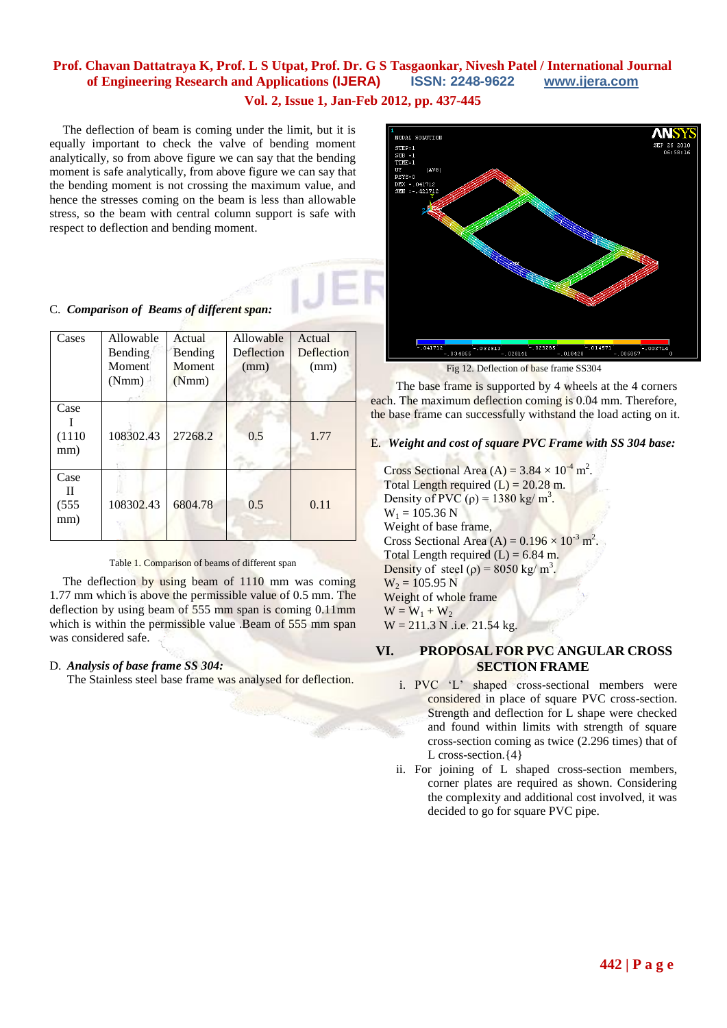The deflection of beam is coming under the limit, but it is equally important to check the valve of bending moment analytically, so from above figure we can say that the bending moment is safe analytically, from above figure we can say that the bending moment is not crossing the maximum value, and hence the stresses coming on the beam is less than allowable stress, so the beam with central column support is safe with respect to deflection and bending moment.

C. ***Comparison of Beams of different span:***

| Cases | Allowable Bending Moment (Nmm) | Actual Bending Moment (Nmm) | Allowable Deflection (mm) | Actual Deflection (mm) |
|---|---|---|---|---|
| Case I (1110 mm) | 108302.43 | 27268.2 | 0.5 | 1.77 |
| Case II (555 mm) | 108302.43 | 6804.78 | 0.5 | 0.11 |

Table 1. Comparison of beams of different span

The deflection by using beam of 1110 mm was coming 1.77 mm which is above the permissible value of 0.5 mm. The deflection by using beam of 555 mm span is coming 0.11mm which is within the permissible value .Beam of 555 mm span was considered safe.

D. ***Analysis of base frame SS 304:***

The Stainless steel base frame was analysed for deflection.

Fig 12. Deflection of base frame SS304

The base frame is supported by 4 wheels at the 4 corners each. The maximum deflection coming is 0.04 mm. Therefore, the base frame can successfully withstand the load acting on it.

E. ***Weight and cost of square PVC Frame with SS 304 base:***

Cross Sectional Area (A) = $3.84 \times 10^{-4}$ $m^2$.
Total Length required (L) = 20.28 m.
Density of PVC ($\rho$) = 1380 kg/ $m^3$.
$W_1$ = 105.36 N
Weight of base frame,
Cross Sectional Area (A) = $0.196 \times 10^{-3}$ $m^2$.
Total Length required (L) = 6.84 m.
Density of steel ($\rho$) = 8050 kg/ $m^3$.
$W_2$ = 105.95 N
Weight of whole frame
$W = W_1 + W_2$
W = 211.3 N .i.e. 21.54 kg.

## VI. PROPOSAL FOR PVC ANGULAR CROSS SECTION FRAME

i. PVC 'L' shaped cross-sectional members were considered in place of square PVC cross-section. Strength and deflection for L shape were checked and found within limits with strength of square cross-section coming as twice (2.296 times) that of L cross-section.{4}

ii. For joining of L shaped cross-section members, corner plates are required as shown. Considering the complexity and additional cost involved, it was decided to go for square PVC pipe.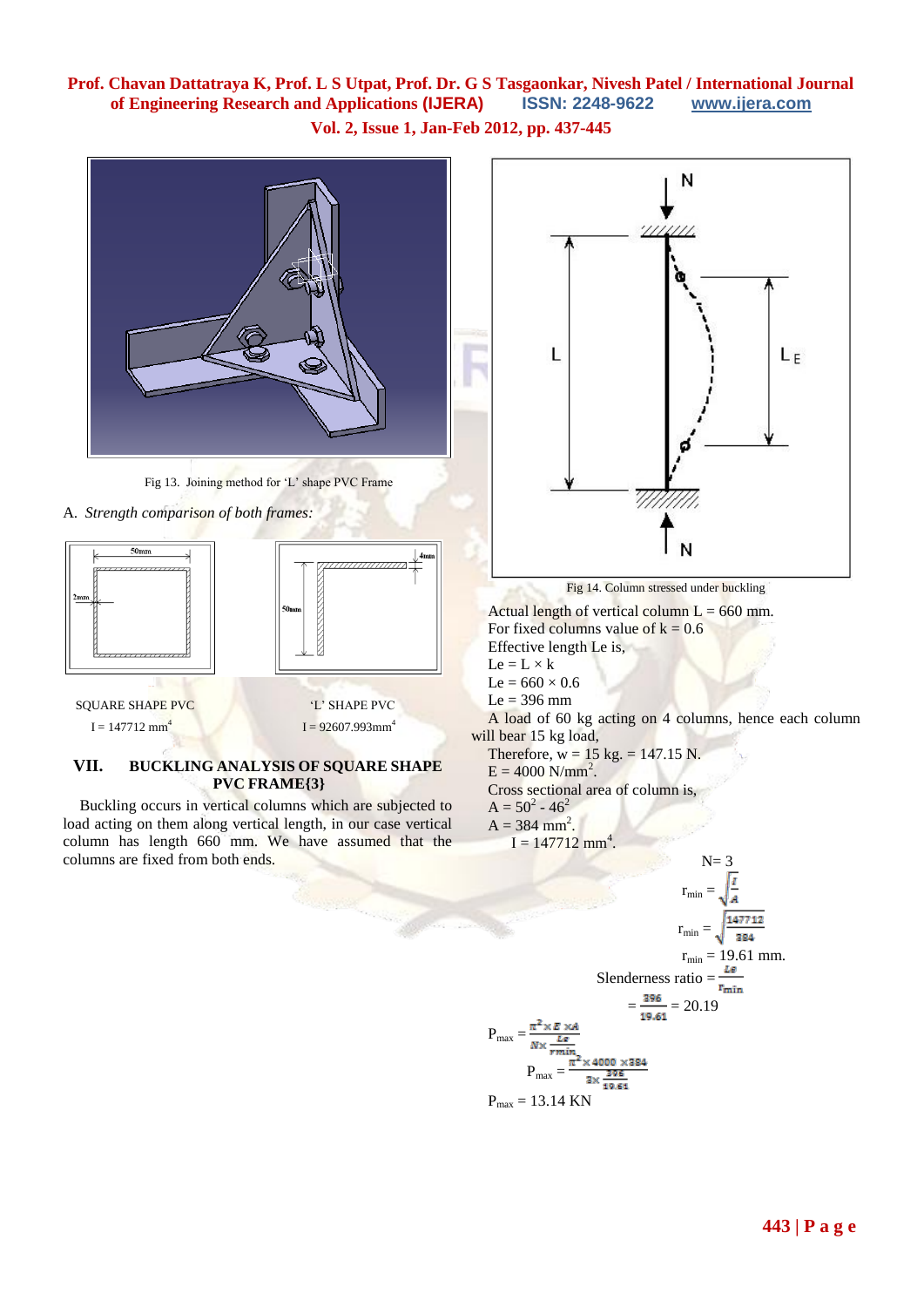Fig 13. Joining method for 'L' shape PVC Frame

A. *Strength comparison of both frames:*

SQUARE SHAPE PVC

$I = 147712\ mm^4$

'L' SHAPE PVC

$I = 92607.993 mm^4$

## VII. BUCKLING ANALYSIS OF SQUARE SHAPE PVC FRAME{3}

Buckling occurs in vertical columns which are subjected to load acting on them along vertical length, in our case vertical column has length 660 mm. We have assumed that the columns are fixed from both ends.

Fig 14. Column stressed under buckling

Actual length of vertical column L = 660 mm.
For fixed columns value of k = 0.6
Effective length Le is,
$Le = L \times k$
$Le = 660 \times 0.6$
Le = 396 mm

A load of 60 kg acting on 4 columns, hence each column will bear 15 kg load,

Therefore, w = 15 kg. = 147.15 N.
$E = 4000\ N/mm^2$.
Cross sectional area of column is,
$A = 50^2 - 46^2$
$A = 384\ mm^2$.
$I = 147712\ mm^4$.

N= 3

$$r_{min} = \sqrt{\frac{I}{A}}$$

$$r_{min} = \sqrt{\frac{147712}{384}}$$

$r_{min} = 19.61$ mm.

$$\text{Slenderness ratio} = \frac{Le}{r_{min}}$$

$$= \frac{396}{19.61} = 20.19$$

$$P_{max} = \frac{\pi^2 \times E \times A}{N \times \frac{Le}{rmin}}$$

$$P_{max} = \frac{\pi^2 \times 4000 \times 384}{3 \times \frac{396}{19.61}}$$

$P_{max} = 13.14$ KN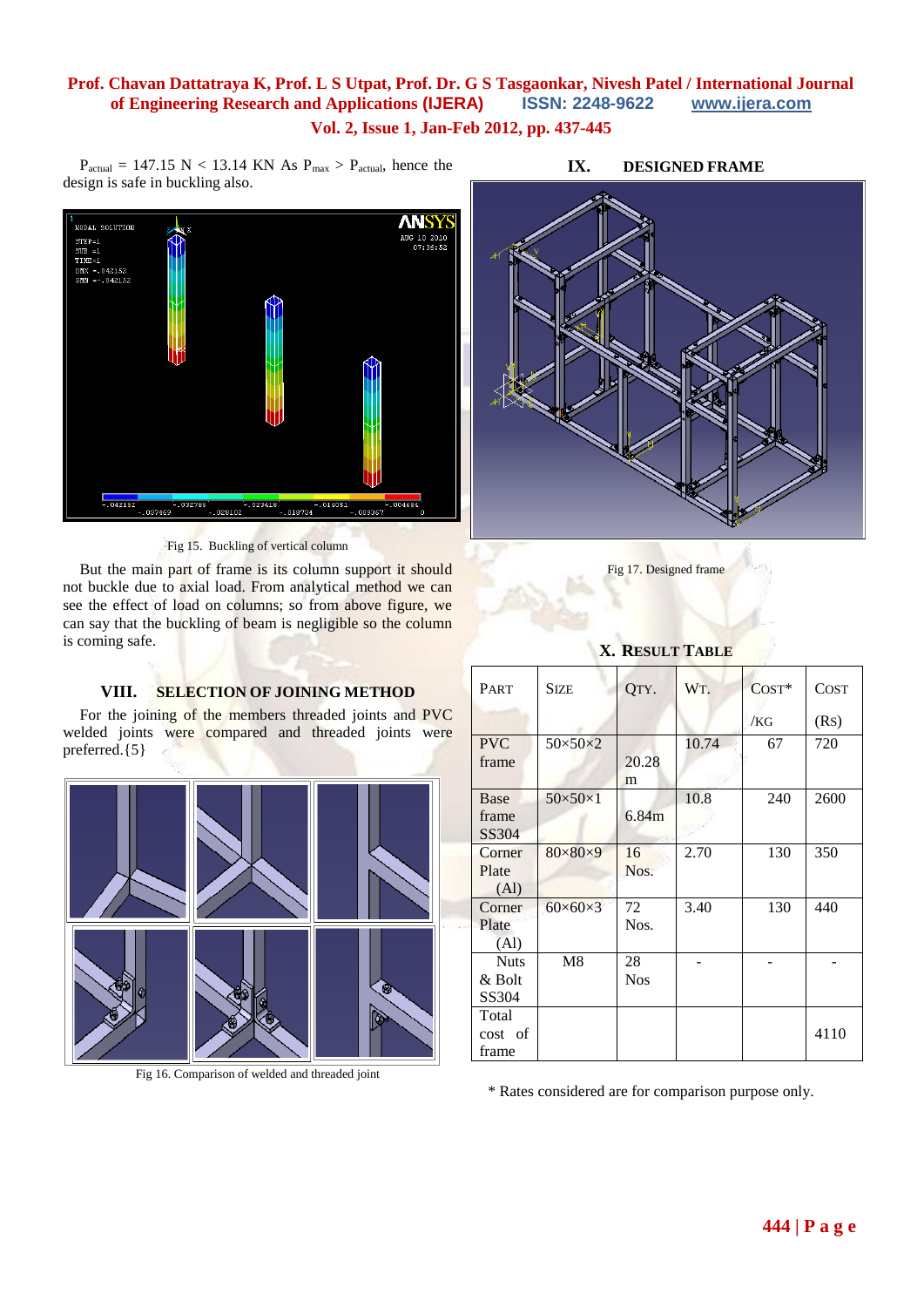$P_{actual}$ = 147.15 N < 13.14 KN As $P_{max}$ > $P_{actual}$, hence the design is safe in buckling also.

Fig 15. Buckling of vertical column

But the main part of frame is its column support it should not buckle due to axial load. From analytical method we can see the effect of load on columns; so from above figure, we can say that the buckling of beam is negligible so the column is coming safe.

## VIII. SELECTION OF JOINING METHOD

For the joining of the members threaded joints and PVC welded joints were compared and threaded joints were preferred.{5}

Fig 16. Comparison of welded and threaded joint

## IX. DESIGNED FRAME

Fig 17. Designed frame

## X. RESULT TABLE

| PART | SIZE | QTY. | WT. | COST* /KG | COST (RS) |
|---|---|---|---|---|---|
| PVC frame | 50×50×2 | 20.28 m | 10.74 | 67 | 720 |
| Base frame SS304 | 50×50×1 | 6.84m | 10.8 | 240 | 2600 |
| Corner Plate (Al) | 80×80×9 | 16 Nos. | 2.70 | 130 | 350 |
| Corner Plate (Al) | 60×60×3 | 72 Nos. | 3.40 | 130 | 440 |
| Nuts & Bolt SS304 | M8 | 28 Nos | - | - | - |
| Total cost of frame | | | | | 4110 |

* Rates considered are for comparison purpose only.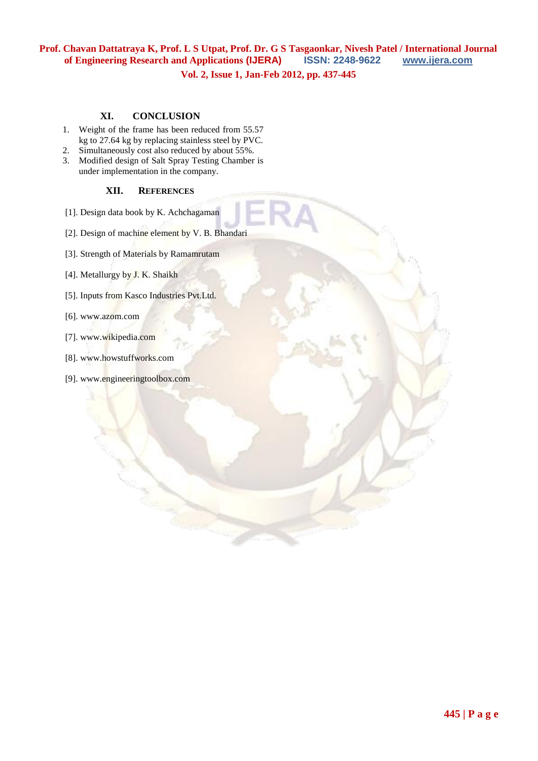## XI. CONCLUSION

1. Weight of the frame has been reduced from 55.57 kg to 27.64 kg by replacing stainless steel by PVC.
2. Simultaneously cost also reduced by about 55%.
3. Modified design of Salt Spray Testing Chamber is under implementation in the company.

## XII. REFERENCES

[1]. Design data book by K. Achchagaman

[2]. Design of machine element by V. B. Bhandari

[3]. Strength of Materials by Ramamrutam

[4]. Metallurgy by J. K. Shaikh

[5]. Inputs from Kasco Industries Pvt.Ltd.

[6]. www.azom.com

[7]. www.wikipedia.com

[8]. www.howstuffworks.com

[9]. www.engineeringtoolbox.com